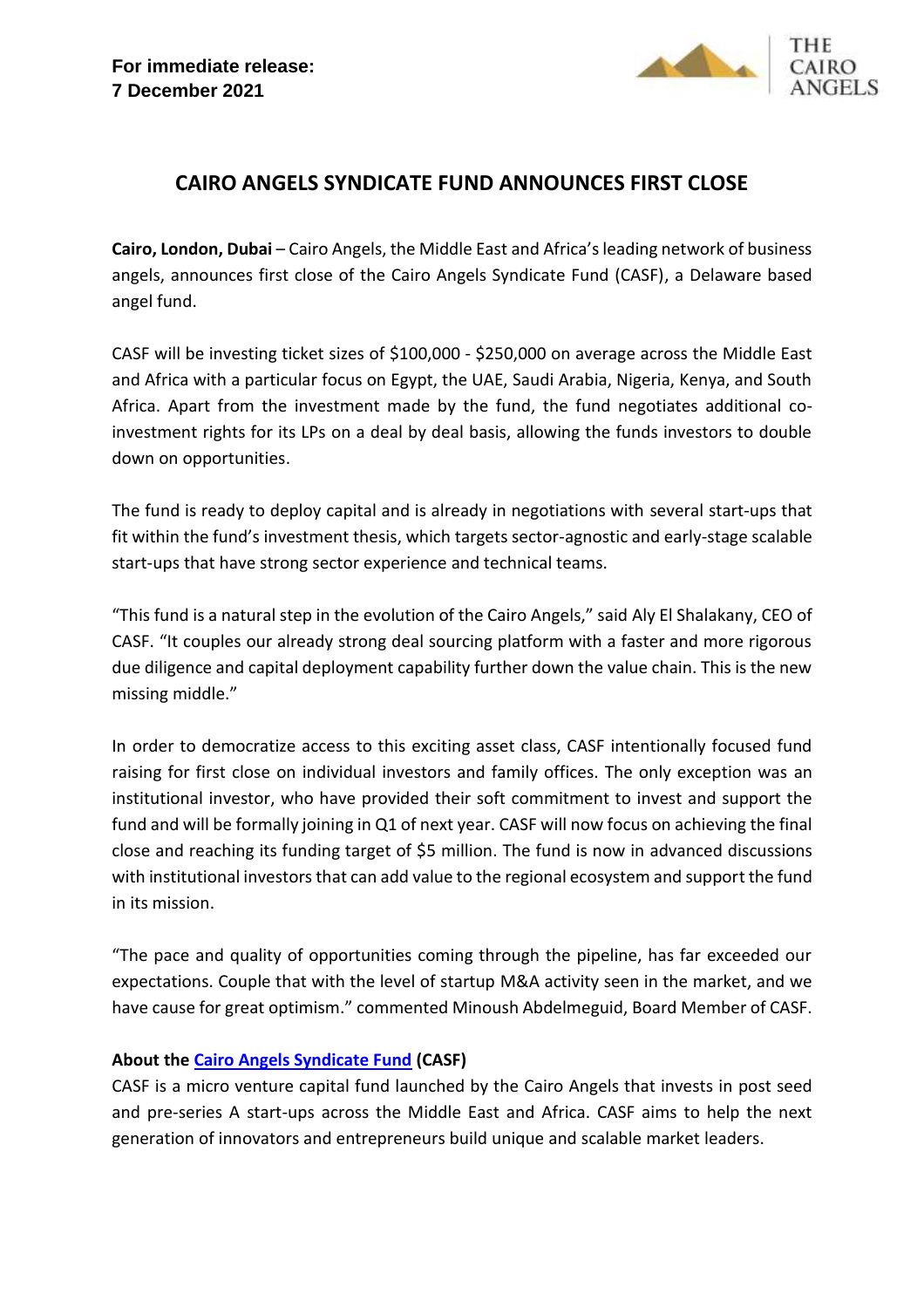**For immediate release:**
**7 December 2021**

# CAIRO ANGELS SYNDICATE FUND ANNOUNCES FIRST CLOSE

**Cairo, London, Dubai** – Cairo Angels, the Middle East and Africa's leading network of business angels, announces first close of the Cairo Angels Syndicate Fund (CASF), a Delaware based angel fund.

CASF will be investing ticket sizes of $100,000 - $250,000 on average across the Middle East and Africa with a particular focus on Egypt, the UAE, Saudi Arabia, Nigeria, Kenya, and South Africa. Apart from the investment made by the fund, the fund negotiates additional co-investment rights for its LPs on a deal by deal basis, allowing the funds investors to double down on opportunities.

The fund is ready to deploy capital and is already in negotiations with several start-ups that fit within the fund's investment thesis, which targets sector-agnostic and early-stage scalable start-ups that have strong sector experience and technical teams.

"This fund is a natural step in the evolution of the Cairo Angels," said Aly El Shalakany, CEO of CASF. "It couples our already strong deal sourcing platform with a faster and more rigorous due diligence and capital deployment capability further down the value chain. This is the new missing middle."

In order to democratize access to this exciting asset class, CASF intentionally focused fund raising for first close on individual investors and family offices. The only exception was an institutional investor, who have provided their soft commitment to invest and support the fund and will be formally joining in Q1 of next year. CASF will now focus on achieving the final close and reaching its funding target of $5 million. The fund is now in advanced discussions with institutional investors that can add value to the regional ecosystem and support the fund in its mission.

"The pace and quality of opportunities coming through the pipeline, has far exceeded our expectations. Couple that with the level of startup M&A activity seen in the market, and we have cause for great optimism." commented Minoush Abdelmeguid, Board Member of CASF.

**About the Cairo Angels Syndicate Fund (CASF)**

CASF is a micro venture capital fund launched by the Cairo Angels that invests in post seed and pre-series A start-ups across the Middle East and Africa. CASF aims to help the next generation of innovators and entrepreneurs build unique and scalable market leaders.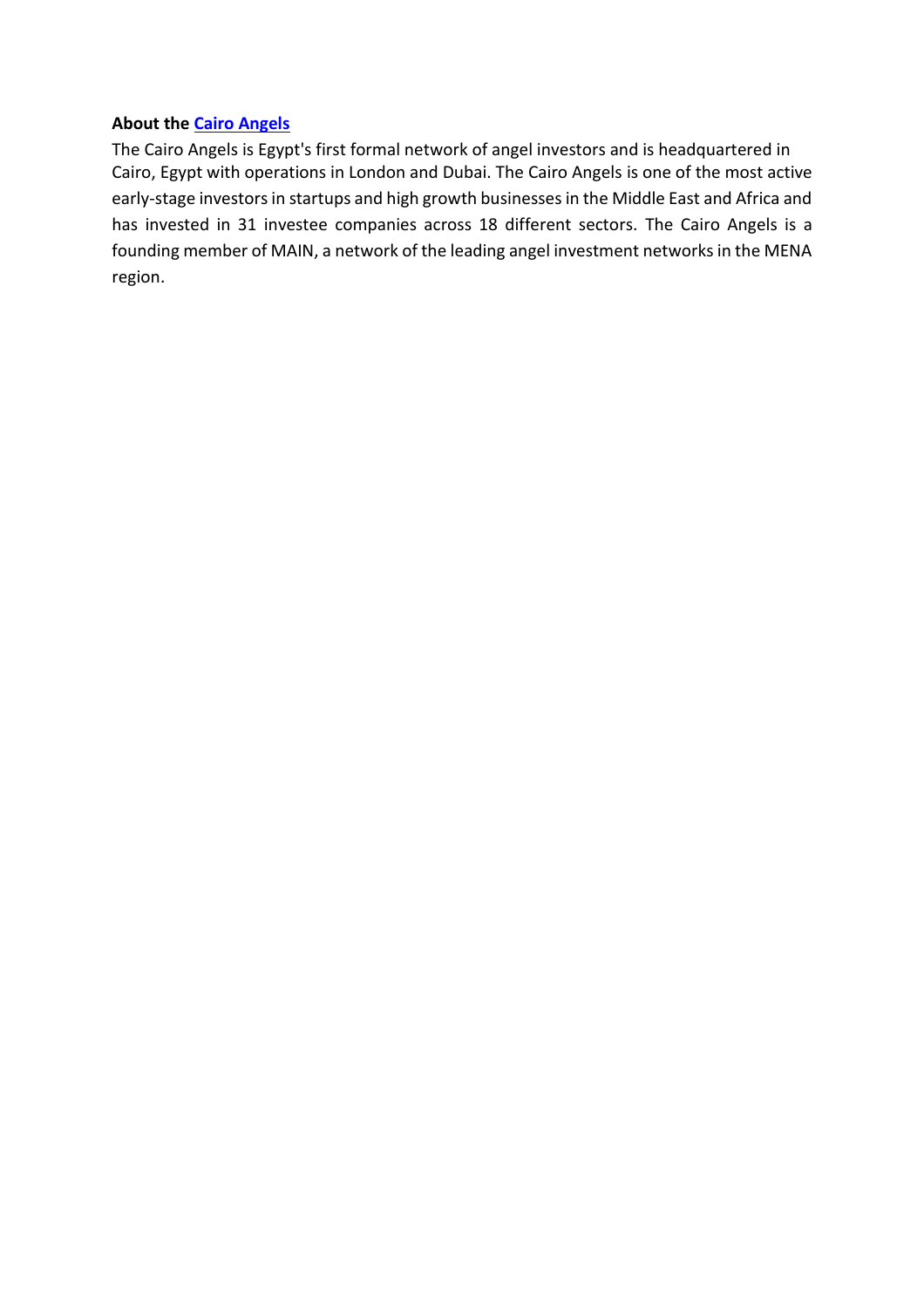**About the Cairo Angels**

The Cairo Angels is Egypt's first formal network of angel investors and is headquartered in Cairo, Egypt with operations in London and Dubai. The Cairo Angels is one of the most active early-stage investors in startups and high growth businesses in the Middle East and Africa and has invested in 31 investee companies across 18 different sectors. The Cairo Angels is a founding member of MAIN, a network of the leading angel investment networks in the MENA region.